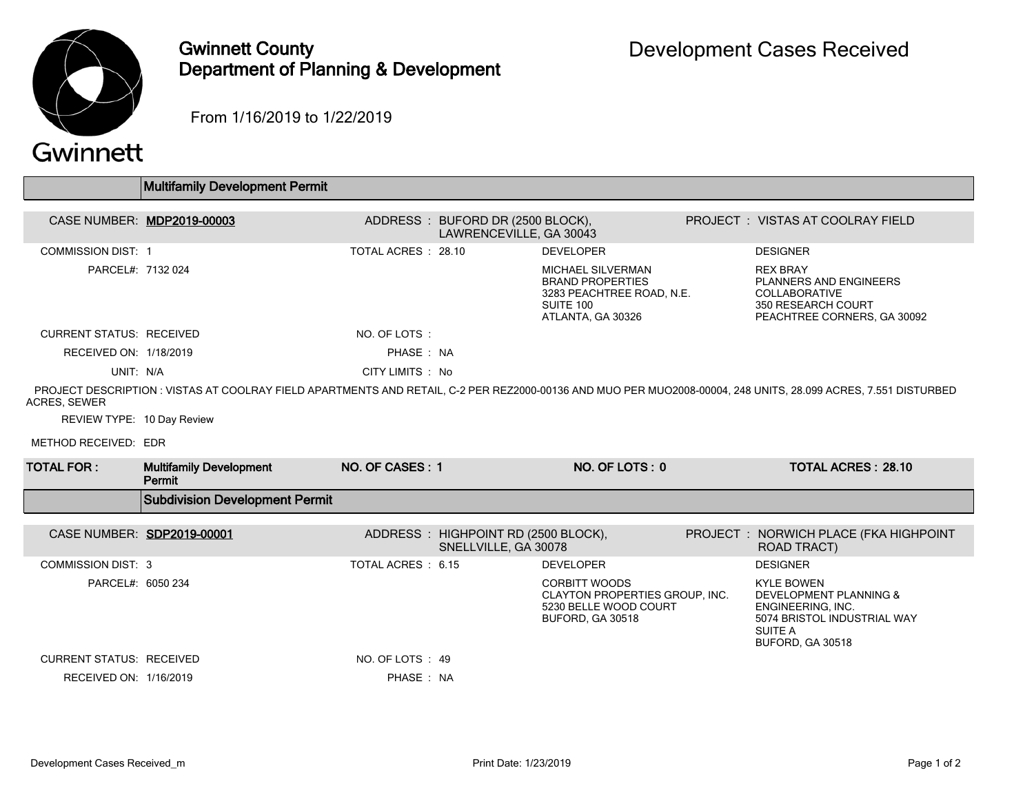# Gwinnett County Department of Planning & Development

## Development Cases Received

From 1/16/2019 to 1/22/2019

## Multifamily Development Permit

**CASE NUMBER:** MDP2019-00003
**ADDRESS:** BUFORD DR (2500 BLOCK), LAWRENCEVILLE, GA 30043
**PROJECT:** VISTAS AT COOLRAY FIELD

COMMISSION DIST: 1
TOTAL ACRES: 28.10
PARCEL#: 7132 024

**DEVELOPER**
MICHAEL SILVERMAN
BRAND PROPERTIES
3283 PEACHTREE ROAD, N.E.
SUITE 100
ATLANTA, GA 30326

**DESIGNER**
REX BRAY
PLANNERS AND ENGINEERS COLLABORATIVE
350 RESEARCH COURT
PEACHTREE CORNERS, GA 30092

CURRENT STATUS: RECEIVED
NO. OF LOTS:
RECEIVED ON: 1/18/2019
PHASE: NA
UNIT: N/A
CITY LIMITS: No

PROJECT DESCRIPTION : VISTAS AT COOLRAY FIELD APARTMENTS AND RETAIL, C-2 PER REZ2000-00136 AND MUO PER MUO2008-00004, 248 UNITS, 28.099 ACRES, 7.551 DISTURBED ACRES, SEWER

REVIEW TYPE: 10 Day Review

METHOD RECEIVED: EDR

| TOTAL FOR : | Multifamily Development Permit | NO. OF CASES : 1 | NO. OF LOTS : 0 | TOTAL ACRES : 28.10 |
|---|---|---|---|---|

## Subdivision Development Permit

**CASE NUMBER:** SDP2019-00001
**ADDRESS:** HIGHPOINT RD (2500 BLOCK), SNELLVILLE, GA 30078
**PROJECT:** NORWICH PLACE (FKA HIGHPOINT ROAD TRACT)

COMMISSION DIST: 3
TOTAL ACRES: 6.15
PARCEL#: 6050 234

**DEVELOPER**
CORBITT WOODS
CLAYTON PROPERTIES GROUP, INC.
5230 BELLE WOOD COURT
BUFORD, GA 30518

**DESIGNER**
KYLE BOWEN
DEVELOPMENT PLANNING & ENGINEERING, INC.
5074 BRISTOL INDUSTRIAL WAY
SUITE A
BUFORD, GA 30518

CURRENT STATUS: RECEIVED
NO. OF LOTS: 49
RECEIVED ON: 1/16/2019
PHASE: NA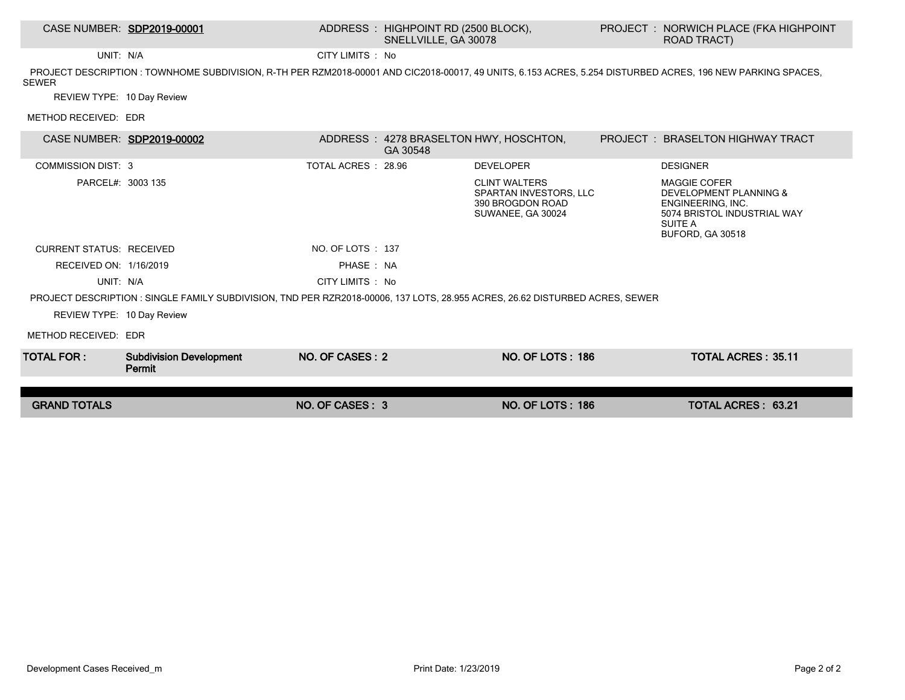| CASE NUMBER: SDP2019-00001 | ADDRESS : HIGHPOINT RD (2500 BLOCK), SNELLVILLE, GA 30078 | PROJECT : NORWICH PLACE (FKA HIGHPOINT ROAD TRACT) |
|---|---|---|

UNIT: N/A

CITY LIMITS : No

PROJECT DESCRIPTION : TOWNHOME SUBDIVISION, R-TH PER RZM2018-00001 AND CIC2018-00017, 49 UNITS, 6.153 ACRES, 5.254 DISTURBED ACRES, 196 NEW PARKING SPACES, SEWER

REVIEW TYPE: 10 Day Review

METHOD RECEIVED: EDR

| CASE NUMBER: SDP2019-00002 | ADDRESS : 4278 BRASELTON HWY, HOSCHTON, GA 30548 | PROJECT : BRASELTON HIGHWAY TRACT |
|---|---|---|

| | | | |
|---|---|---|---|
| COMMISSION DIST: 3 | TOTAL ACRES : 28.96 | DEVELOPER | DESIGNER |
| PARCEL#: 3003 135 | | CLINT WALTERS<br>SPARTAN INVESTORS, LLC<br>390 BROGDON ROAD<br>SUWANEE, GA 30024 | MAGGIE COFER<br>DEVELOPMENT PLANNING & ENGINEERING, INC.<br>5074 BRISTOL INDUSTRIAL WAY<br>SUITE A<br>BUFORD, GA 30518 |
| CURRENT STATUS: RECEIVED | NO. OF LOTS : 137 | | |
| RECEIVED ON: 1/16/2019 | PHASE : NA | | |
| UNIT: N/A | CITY LIMITS : No | | |

PROJECT DESCRIPTION : SINGLE FAMILY SUBDIVISION, TND PER RZR2018-00006, 137 LOTS, 28.955 ACRES, 26.62 DISTURBED ACRES, SEWER

REVIEW TYPE: 10 Day Review

METHOD RECEIVED: EDR

| TOTAL FOR : | Subdivision Development Permit | NO. OF CASES : 2 | NO. OF LOTS : 186 | TOTAL ACRES : 35.11 |
|---|---|---|---|---|

| GRAND TOTALS | NO. OF CASES : 3 | NO. OF LOTS : 186 | TOTAL ACRES : 63.21 |
|---|---|---|---|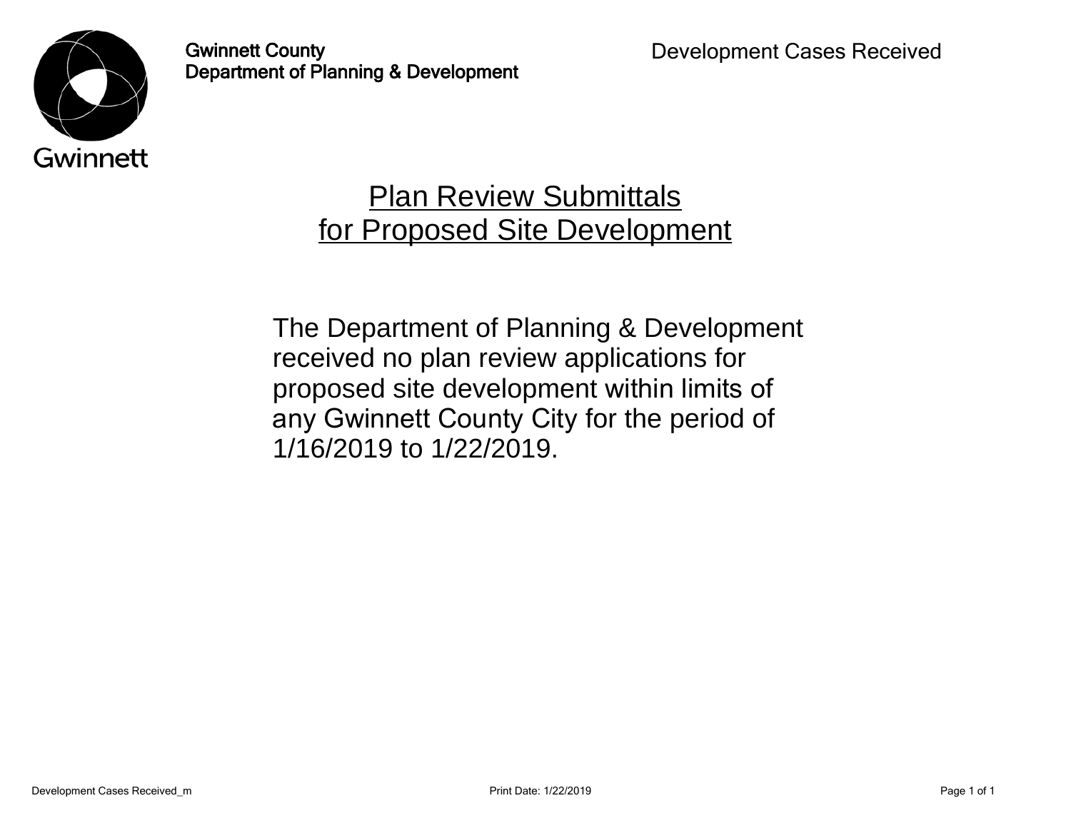Gwinnett

**Gwinnett County**
**Department of Planning & Development**

Development Cases Received

# Plan Review Submittals for Proposed Site Development

The Department of Planning & Development received no plan review applications for proposed site development within limits of any Gwinnett County City for the period of 1/16/2019 to 1/22/2019.